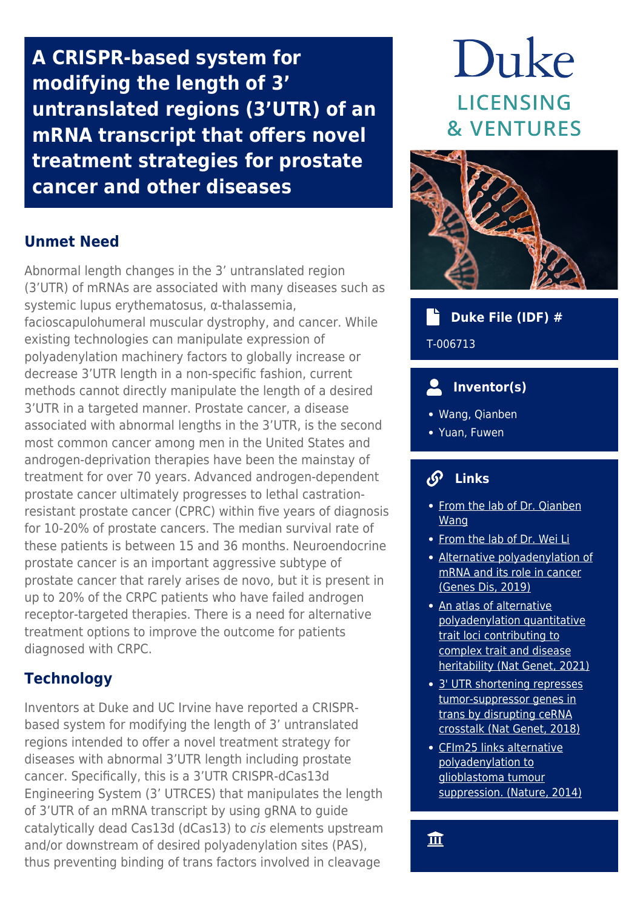# A CRISPR-based system for modifying the length of 3' untranslated regions (3'UTR) of an mRNA transcript that offers novel treatment strategies for prostate cancer and other diseases

Duke LICENSING & VENTURES

## Unmet Need

Abnormal length changes in the 3' untranslated region (3'UTR) of mRNAs are associated with many diseases such as systemic lupus erythematosus, α-thalassemia, facioscapulohumeral muscular dystrophy, and cancer. While existing technologies can manipulate expression of polyadenylation machinery factors to globally increase or decrease 3'UTR length in a non-specific fashion, current methods cannot directly manipulate the length of a desired 3'UTR in a targeted manner. Prostate cancer, a disease associated with abnormal lengths in the 3'UTR, is the second most common cancer among men in the United States and androgen-deprivation therapies have been the mainstay of treatment for over 70 years. Advanced androgen-dependent prostate cancer ultimately progresses to lethal castration-resistant prostate cancer (CPRC) within five years of diagnosis for 10-20% of prostate cancers. The median survival rate of these patients is between 15 and 36 months. Neuroendocrine prostate cancer is an important aggressive subtype of prostate cancer that rarely arises de novo, but it is present in up to 20% of the CRPC patients who have failed androgen receptor-targeted therapies. There is a need for alternative treatment options to improve the outcome for patients diagnosed with CRPC.

## Technology

Inventors at Duke and UC Irvine have reported a CRISPR-based system for modifying the length of 3' untranslated regions intended to offer a novel treatment strategy for diseases with abnormal 3'UTR length including prostate cancer. Specifically, this is a 3'UTR CRISPR-dCas13d Engineering System (3' UTRCES) that manipulates the length of 3'UTR of an mRNA transcript by using gRNA to guide catalytically dead Cas13d (dCas13) to *cis* elements upstream and/or downstream of desired polyadenylation sites (PAS), thus preventing binding of trans factors involved in cleavage

### Duke File (IDF) #

T-006713

### Inventor(s)

- Wang, Qianben
- Yuan, Fuwen

### Links

- From the lab of Dr. Qianben Wang
- From the lab of Dr. Wei Li
- Alternative polyadenylation of mRNA and its role in cancer (Genes Dis, 2019)
- An atlas of alternative polyadenylation quantitative trait loci contributing to complex trait and disease heritability (Nat Genet, 2021)
- 3' UTR shortening represses tumor-suppressor genes in trans by disrupting ceRNA crosstalk (Nat Genet, 2018)
- CFIm25 links alternative polyadenylation to glioblastoma tumour suppression. (Nature, 2014)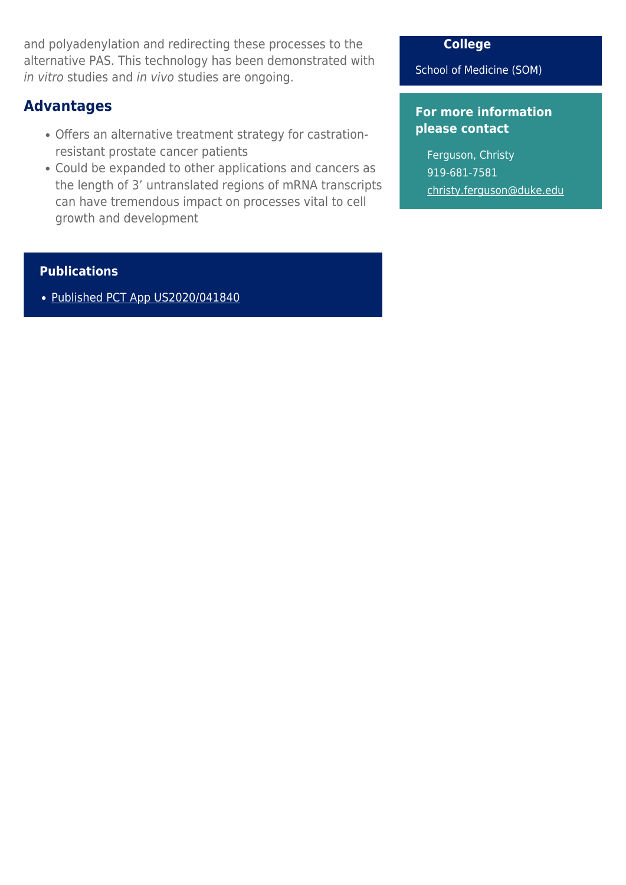and polyadenylation and redirecting these processes to the alternative PAS. This technology has been demonstrated with *in vitro* studies and *in vivo* studies are ongoing.

## Advantages

- Offers an alternative treatment strategy for castration-resistant prostate cancer patients
- Could be expanded to other applications and cancers as the length of 3' untranslated regions of mRNA transcripts can have tremendous impact on processes vital to cell growth and development

### Publications

- Published PCT App US2020/041840

### College

School of Medicine (SOM)

### For more information please contact

Ferguson, Christy
919-681-7581
christy.ferguson@duke.edu